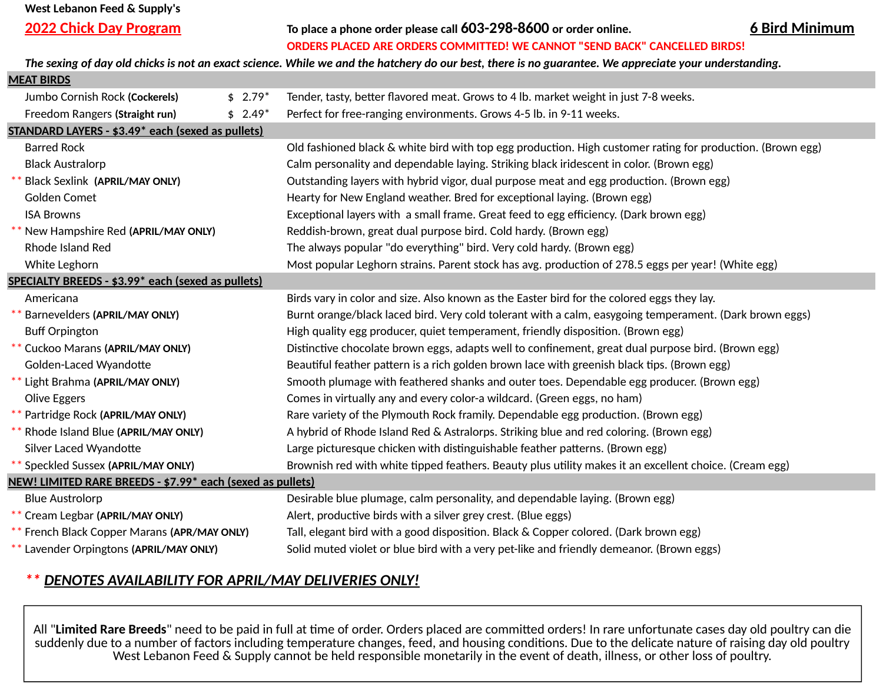West Lebanon Feed & Supply's

## 2022 Chick Day Program

To place a phone order please call **603-298-8600** or order online.

**6 Bird Minimum**

**ORDERS PLACED ARE ORDERS COMMITTED! WE CANNOT "SEND BACK" CANCELLED BIRDS!**

***The sexing of day old chicks is not an exact science. While we and the hatchery do our best, there is no guarantee. We appreciate your understanding.***

### MEAT BIRDS

| Breed | Price | Description |
|---|---|---|
| Jumbo Cornish Rock **(Cockerels)** | $ 2.79* | Tender, tasty, better flavored meat. Grows to 4 lb. market weight in just 7-8 weeks. |
| Freedom Rangers **(Straight run)** | $ 2.49* | Perfect for free-ranging environments. Grows 4-5 lb. in 9-11 weeks. |

### STANDARD LAYERS - $3.49* each (sexed as pullets)

| Breed | Description |
|---|---|
| Barred Rock | Old fashioned black & white bird with top egg production. High customer rating for production. (Brown egg) |
| Black Australorp | Calm personality and dependable laying. Striking black iridescent in color. (Brown egg) |
| ** Black Sexlink **(APRIL/MAY ONLY)** | Outstanding layers with hybrid vigor, dual purpose meat and egg production. (Brown egg) |
| Golden Comet | Hearty for New England weather. Bred for exceptional laying. (Brown egg) |
| ISA Browns | Exceptional layers with a small frame. Great feed to egg efficiency. (Dark brown egg) |
| ** New Hampshire Red **(APRIL/MAY ONLY)** | Reddish-brown, great dual purpose bird. Cold hardy. (Brown egg) |
| Rhode Island Red | The always popular "do everything" bird. Very cold hardy. (Brown egg) |
| White Leghorn | Most popular Leghorn strains. Parent stock has avg. production of 278.5 eggs per year! (White egg) |

### SPECIALTY BREEDS - $3.99* each (sexed as pullets)

| Breed | Description |
|---|---|
| Americana | Birds vary in color and size. Also known as the Easter bird for the colored eggs they lay. |
| ** Barnevelders **(APRIL/MAY ONLY)** | Burnt orange/black laced bird. Very cold tolerant with a calm, easygoing temperament. (Dark brown eggs) |
| Buff Orpington | High quality egg producer, quiet temperament, friendly disposition. (Brown egg) |
| ** Cuckoo Marans **(APRIL/MAY ONLY)** | Distinctive chocolate brown eggs, adapts well to confinement, great dual purpose bird. (Brown egg) |
| Golden-Laced Wyandotte | Beautiful feather pattern is a rich golden brown lace with greenish black tips. (Brown egg) |
| ** Light Brahma **(APRIL/MAY ONLY)** | Smooth plumage with feathered shanks and outer toes. Dependable egg producer. (Brown egg) |
| Olive Eggers | Comes in virtually any and every color-a wildcard. (Green eggs, no ham) |
| ** Partridge Rock **(APRIL/MAY ONLY)** | Rare variety of the Plymouth Rock framily. Dependable egg production. (Brown egg) |
| ** Rhode Island Blue **(APRIL/MAY ONLY)** | A hybrid of Rhode Island Red & Astralorps. Striking blue and red coloring. (Brown egg) |
| Silver Laced Wyandotte | Large picturesque chicken with distinguishable feather patterns. (Brown egg) |
| ** Speckled Sussex **(APRIL/MAY ONLY)** | Brownish red with white tipped feathers. Beauty plus utility makes it an excellent choice. (Cream egg) |

### NEW! LIMITED RARE BREEDS - $7.99* each (sexed as pullets)

| Breed | Description |
|---|---|
| Blue Austrolorp | Desirable blue plumage, calm personality, and dependable laying. (Brown egg) |
| ** Cream Legbar **(APRIL/MAY ONLY)** | Alert, productive birds with a silver grey crest. (Blue eggs) |
| ** French Black Copper Marans **(APR/MAY ONLY)** | Tall, elegant bird with a good disposition. Black & Copper colored. (Dark brown egg) |
| ** Lavender Orpingtons **(APRIL/MAY ONLY)** | Solid muted violet or blue bird with a very pet-like and friendly demeanor. (Brown eggs) |

** ***DENOTES AVAILABILITY FOR APRIL/MAY DELIVERIES ONLY!***

All "**Limited Rare Breeds**" need to be paid in full at time of order. Orders placed are committed orders! In rare unfortunate cases day old poultry can die suddenly due to a number of factors including temperature changes, feed, and housing conditions. Due to the delicate nature of raising day old poultry West Lebanon Feed & Supply cannot be held responsible monetarily in the event of death, illness, or other loss of poultry.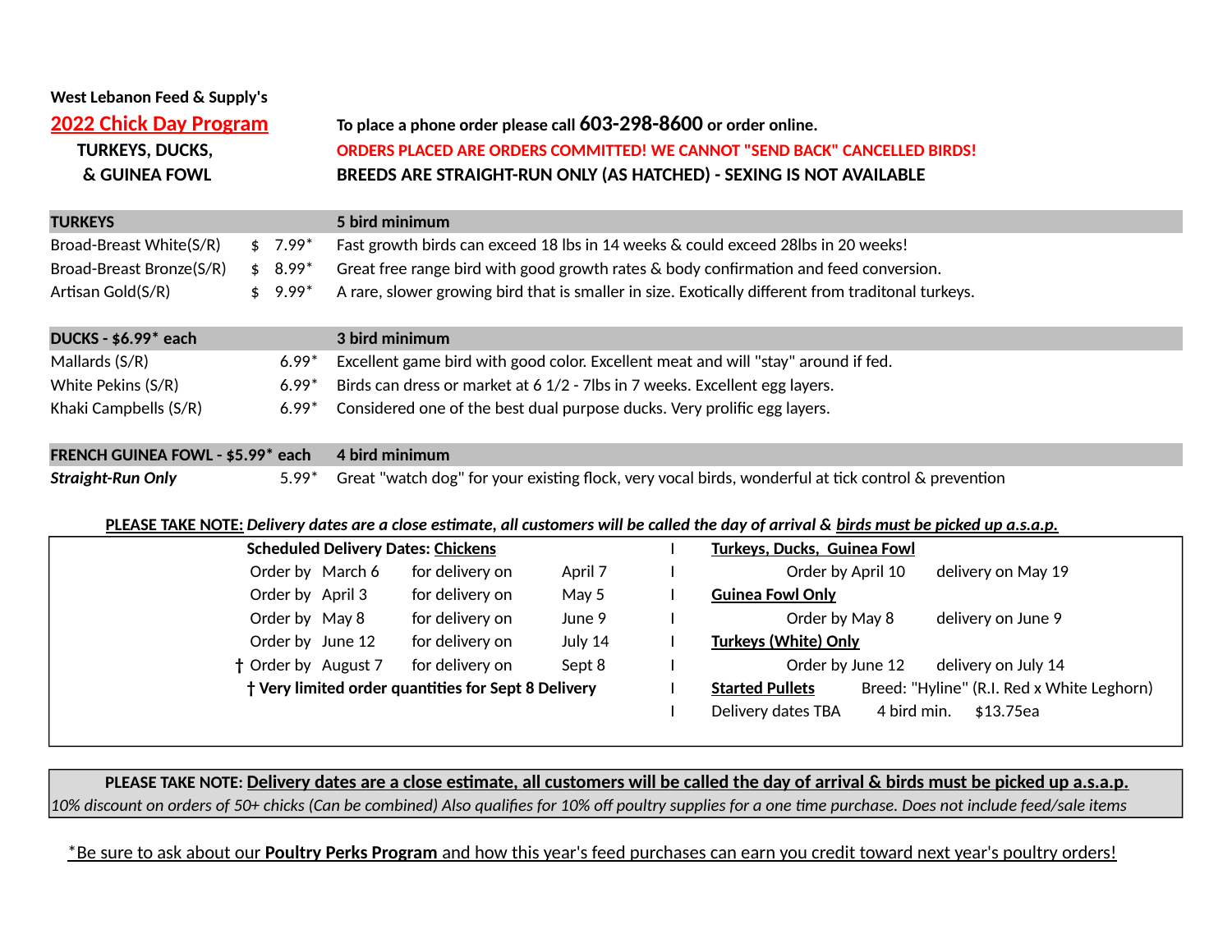**West Lebanon Feed & Supply's**

# 2022 Chick Day Program

**TURKEYS, DUCKS, & GUINEA FOWL**

**To place a phone order please call 603-298-8600 or order online.**

**ORDERS PLACED ARE ORDERS COMMITTED! WE CANNOT "SEND BACK" CANCELLED BIRDS!**

**BREEDS ARE STRAIGHT-RUN ONLY (AS HATCHED) - SEXING IS NOT AVAILABLE**

| **TURKEYS** | | **5 bird minimum** |
|---|---|---|
| Broad-Breast White(S/R) | $ 7.99* | Fast growth birds can exceed 18 lbs in 14 weeks & could exceed 28lbs in 20 weeks! |
| Broad-Breast Bronze(S/R) | $ 8.99* | Great free range bird with good growth rates & body confirmation and feed conversion. |
| Artisan Gold(S/R) | $ 9.99* | A rare, slower growing bird that is smaller in size. Exotically different from traditonal turkeys. |

| **DUCKS - $6.99* each** | | **3 bird minimum** |
|---|---|---|
| Mallards (S/R) | 6.99* | Excellent game bird with good color. Excellent meat and will "stay" around if fed. |
| White Pekins (S/R) | 6.99* | Birds can dress or market at 6 1/2 - 7lbs in 7 weeks. Excellent egg layers. |
| Khaki Campbells (S/R) | 6.99* | Considered one of the best dual purpose ducks. Very prolific egg layers. |

| **FRENCH GUINEA FOWL - $5.99* each** | | **4 bird minimum** |
|---|---|---|
| ***Straight-Run Only*** | 5.99* | Great "watch dog" for your existing flock, very vocal birds, wonderful at tick control & prevention |

**PLEASE TAKE NOTE:** ***Delivery dates are a close estimate, all customers will be called the day of arrival & birds must be picked up a.s.a.p.***

**Scheduled Delivery Dates: Chickens**

| | | | |
|---|---|---|---|
| Order by | March 6 | for delivery on | April 7 |
| Order by | April 3 | for delivery on | May 5 |
| Order by | May 8 | for delivery on | June 9 |
| Order by | June 12 | for delivery on | July 14 |
| † Order by | August 7 | for delivery on | Sept 8 |

**† Very limited order quantities for Sept 8 Delivery**

**Turkeys, Ducks, Guinea Fowl**

Order by April 10 — delivery on May 19

**Guinea Fowl Only**

Order by May 8 — delivery on June 9

**Turkeys (White) Only**

Order by June 12 — delivery on July 14

**Started Pullets** — Breed: "Hyline" (R.I. Red x White Leghorn)

Delivery dates TBA — 4 bird min. — $13.75ea

**PLEASE TAKE NOTE: Delivery dates are a close estimate, all customers will be called the day of arrival & birds must be picked up a.s.a.p.**

*10% discount on orders of 50+ chicks (Can be combined) Also qualifies for 10% off poultry supplies for a one time purchase. Does not include feed/sale items*

*Be sure to ask about our **Poultry Perks Program** and how this year's feed purchases can earn you credit toward next year's poultry orders!